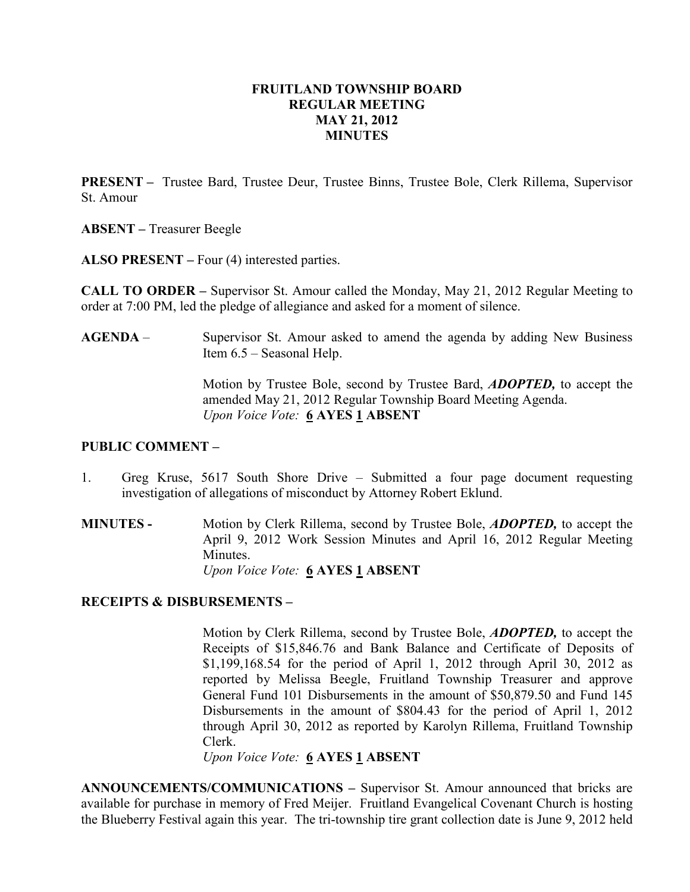**FRUITLAND TOWNSHIP BOARD**
**REGULAR MEETING**
**MAY 21, 2012**
**MINUTES**

**PRESENT –** Trustee Bard, Trustee Deur, Trustee Binns, Trustee Bole, Clerk Rillema, Supervisor St. Amour

**ABSENT –** Treasurer Beegle

**ALSO PRESENT –** Four (4) interested parties.

**CALL TO ORDER –** Supervisor St. Amour called the Monday, May 21, 2012 Regular Meeting to order at 7:00 PM, led the pledge of allegiance and asked for a moment of silence.

**AGENDA** – Supervisor St. Amour asked to amend the agenda by adding New Business Item 6.5 – Seasonal Help.

Motion by Trustee Bole, second by Trustee Bard, ***ADOPTED,*** to accept the amended May 21, 2012 Regular Township Board Meeting Agenda.
*Upon Voice Vote:* **6 AYES 1 ABSENT**

**PUBLIC COMMENT –**

1. Greg Kruse, 5617 South Shore Drive – Submitted a four page document requesting investigation of allegations of misconduct by Attorney Robert Eklund.

**MINUTES -** Motion by Clerk Rillema, second by Trustee Bole, ***ADOPTED,*** to accept the April 9, 2012 Work Session Minutes and April 16, 2012 Regular Meeting Minutes.
*Upon Voice Vote:* **6 AYES 1 ABSENT**

**RECEIPTS & DISBURSEMENTS –**

Motion by Clerk Rillema, second by Trustee Bole, ***ADOPTED,*** to accept the Receipts of $15,846.76 and Bank Balance and Certificate of Deposits of $1,199,168.54 for the period of April 1, 2012 through April 30, 2012 as reported by Melissa Beegle, Fruitland Township Treasurer and approve General Fund 101 Disbursements in the amount of $50,879.50 and Fund 145 Disbursements in the amount of $804.43 for the period of April 1, 2012 through April 30, 2012 as reported by Karolyn Rillema, Fruitland Township Clerk.
*Upon Voice Vote:* **6 AYES 1 ABSENT**

**ANNOUNCEMENTS/COMMUNICATIONS –** Supervisor St. Amour announced that bricks are available for purchase in memory of Fred Meijer. Fruitland Evangelical Covenant Church is hosting the Blueberry Festival again this year. The tri-township tire grant collection date is June 9, 2012 held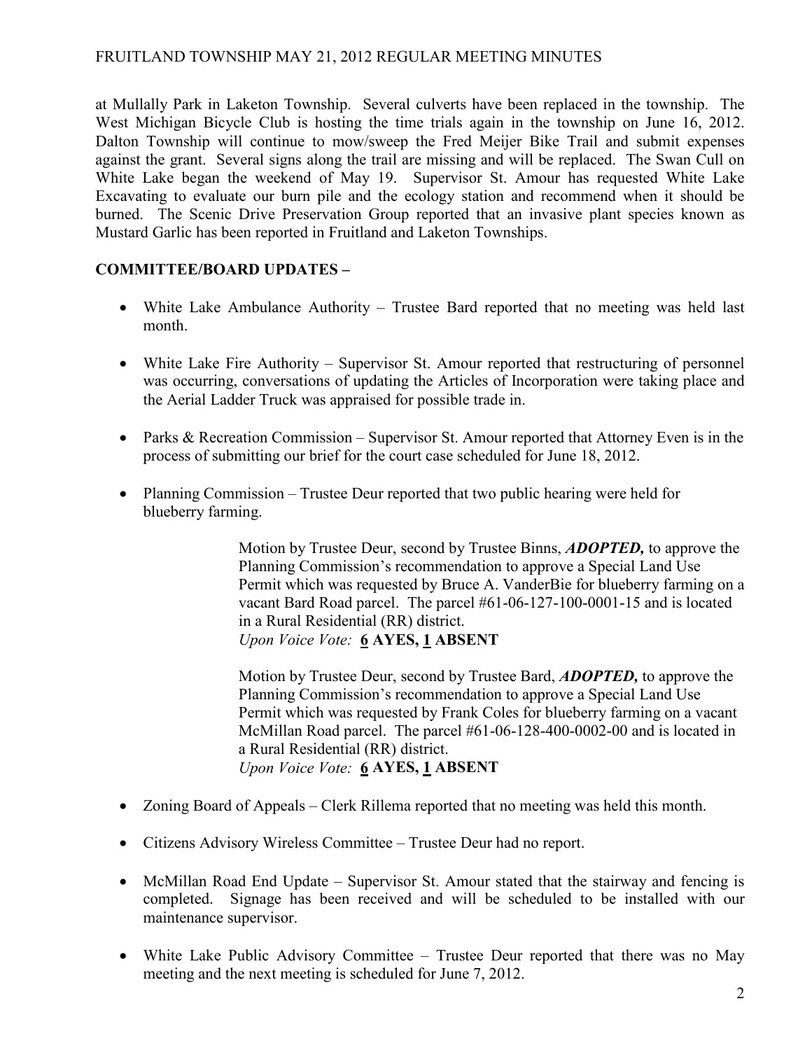at Mullally Park in Laketon Township. Several culverts have been replaced in the township. The West Michigan Bicycle Club is hosting the time trials again in the township on June 16, 2012. Dalton Township will continue to mow/sweep the Fred Meijer Bike Trail and submit expenses against the grant. Several signs along the trail are missing and will be replaced. The Swan Cull on White Lake began the weekend of May 19. Supervisor St. Amour has requested White Lake Excavating to evaluate our burn pile and the ecology station and recommend when it should be burned. The Scenic Drive Preservation Group reported that an invasive plant species known as Mustard Garlic has been reported in Fruitland and Laketon Townships.

**COMMITTEE/BOARD UPDATES –**

- White Lake Ambulance Authority – Trustee Bard reported that no meeting was held last month.
- White Lake Fire Authority – Supervisor St. Amour reported that restructuring of personnel was occurring, conversations of updating the Articles of Incorporation were taking place and the Aerial Ladder Truck was appraised for possible trade in.
- Parks & Recreation Commission – Supervisor St. Amour reported that Attorney Even is in the process of submitting our brief for the court case scheduled for June 18, 2012.
- Planning Commission – Trustee Deur reported that two public hearing were held for blueberry farming.

  Motion by Trustee Deur, second by Trustee Binns, ***ADOPTED,*** to approve the Planning Commission's recommendation to approve a Special Land Use Permit which was requested by Bruce A. VanderBie for blueberry farming on a vacant Bard Road parcel. The parcel #61-06-127-100-0001-15 and is located in a Rural Residential (RR) district.
  *Upon Voice Vote:* **6 AYES, 1 ABSENT**

  Motion by Trustee Deur, second by Trustee Bard, ***ADOPTED,*** to approve the Planning Commission's recommendation to approve a Special Land Use Permit which was requested by Frank Coles for blueberry farming on a vacant McMillan Road parcel. The parcel #61-06-128-400-0002-00 and is located in a Rural Residential (RR) district.
  *Upon Voice Vote:* **6 AYES, 1 ABSENT**

- Zoning Board of Appeals – Clerk Rillema reported that no meeting was held this month.
- Citizens Advisory Wireless Committee – Trustee Deur had no report.
- McMillan Road End Update – Supervisor St. Amour stated that the stairway and fencing is completed. Signage has been received and will be scheduled to be installed with our maintenance supervisor.
- White Lake Public Advisory Committee – Trustee Deur reported that there was no May meeting and the next meeting is scheduled for June 7, 2012.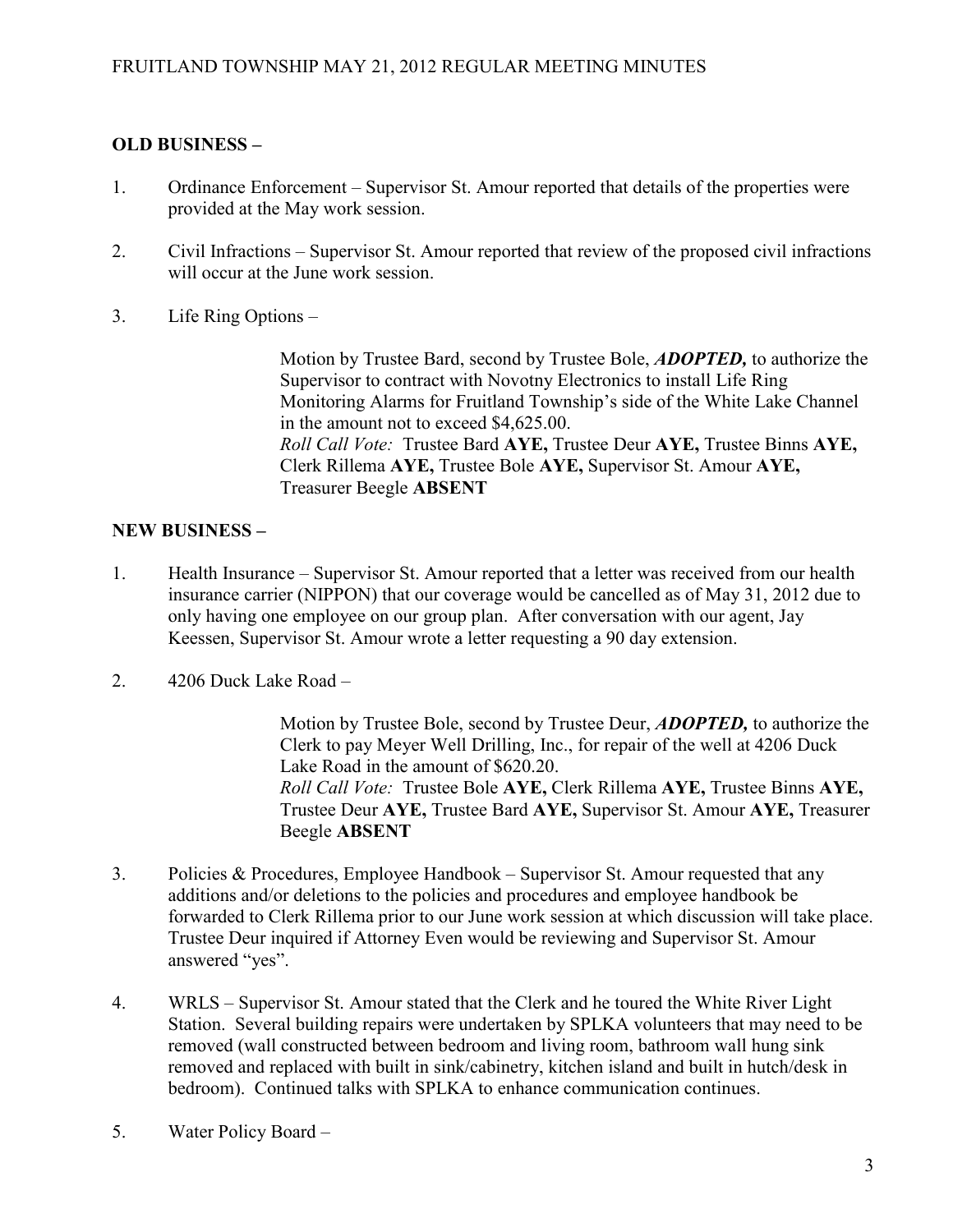**OLD BUSINESS –**

1. Ordinance Enforcement – Supervisor St. Amour reported that details of the properties were provided at the May work session.

2. Civil Infractions – Supervisor St. Amour reported that review of the proposed civil infractions will occur at the June work session.

3. Life Ring Options –

   Motion by Trustee Bard, second by Trustee Bole, ***ADOPTED,*** to authorize the Supervisor to contract with Novotny Electronics to install Life Ring Monitoring Alarms for Fruitland Township's side of the White Lake Channel in the amount not to exceed $4,625.00.
   *Roll Call Vote:* Trustee Bard **AYE,** Trustee Deur **AYE,** Trustee Binns **AYE,** Clerk Rillema **AYE,** Trustee Bole **AYE,** Supervisor St. Amour **AYE,** Treasurer Beegle **ABSENT**

**NEW BUSINESS –**

1. Health Insurance – Supervisor St. Amour reported that a letter was received from our health insurance carrier (NIPPON) that our coverage would be cancelled as of May 31, 2012 due to only having one employee on our group plan. After conversation with our agent, Jay Keessen, Supervisor St. Amour wrote a letter requesting a 90 day extension.

2. 4206 Duck Lake Road –

   Motion by Trustee Bole, second by Trustee Deur, ***ADOPTED,*** to authorize the Clerk to pay Meyer Well Drilling, Inc., for repair of the well at 4206 Duck Lake Road in the amount of $620.20.
   *Roll Call Vote:* Trustee Bole **AYE,** Clerk Rillema **AYE,** Trustee Binns **AYE,** Trustee Deur **AYE,** Trustee Bard **AYE,** Supervisor St. Amour **AYE,** Treasurer Beegle **ABSENT**

3. Policies & Procedures, Employee Handbook – Supervisor St. Amour requested that any additions and/or deletions to the policies and procedures and employee handbook be forwarded to Clerk Rillema prior to our June work session at which discussion will take place. Trustee Deur inquired if Attorney Even would be reviewing and Supervisor St. Amour answered "yes".

4. WRLS – Supervisor St. Amour stated that the Clerk and he toured the White River Light Station. Several building repairs were undertaken by SPLKA volunteers that may need to be removed (wall constructed between bedroom and living room, bathroom wall hung sink removed and replaced with built in sink/cabinetry, kitchen island and built in hutch/desk in bedroom). Continued talks with SPLKA to enhance communication continues.

5. Water Policy Board –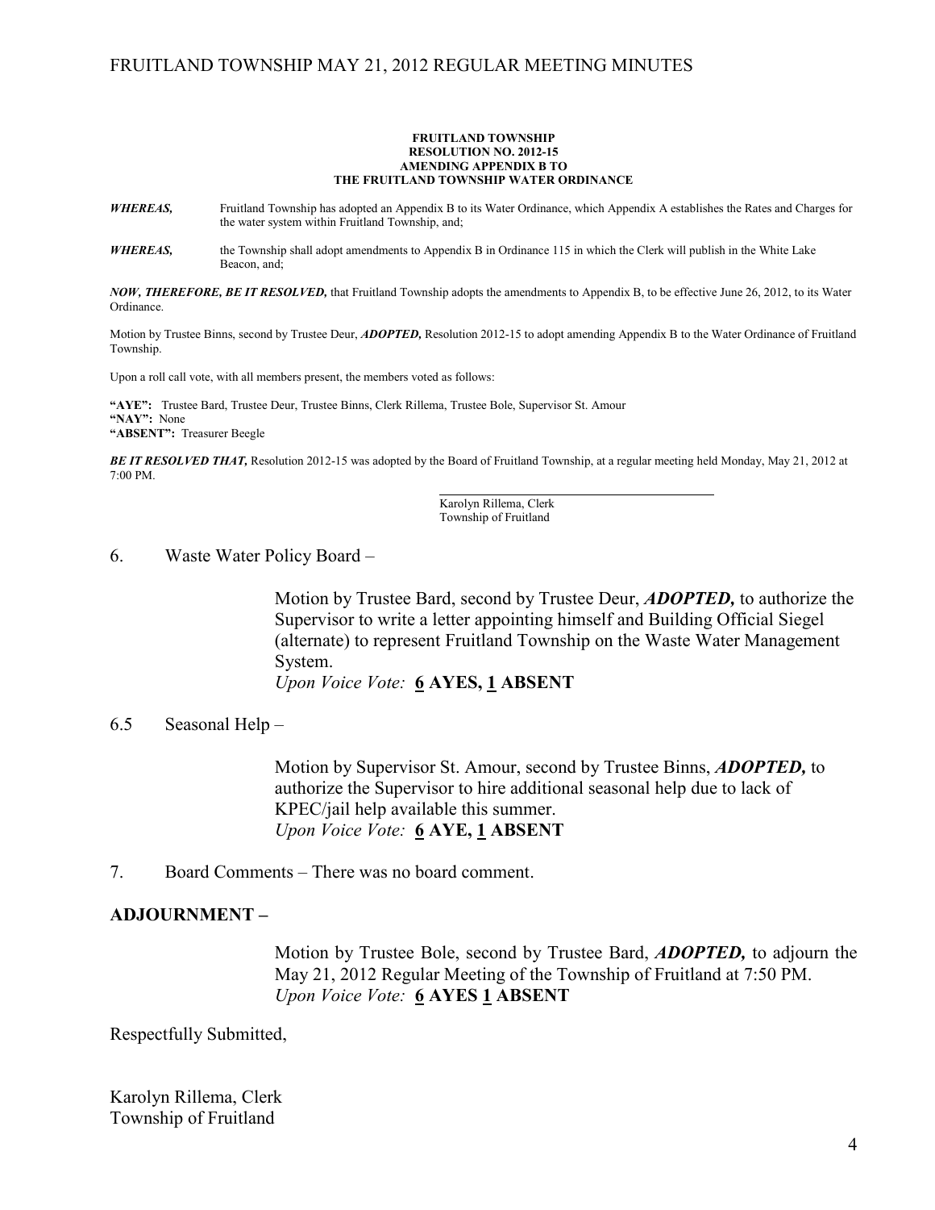**FRUITLAND TOWNSHIP**
**RESOLUTION NO. 2012-15**
**AMENDING APPENDIX B TO**
**THE FRUITLAND TOWNSHIP WATER ORDINANCE**

***WHEREAS,*** Fruitland Township has adopted an Appendix B to its Water Ordinance, which Appendix A establishes the Rates and Charges for the water system within Fruitland Township, and;

***WHEREAS,*** the Township shall adopt amendments to Appendix B in Ordinance 115 in which the Clerk will publish in the White Lake Beacon, and;

***NOW, THEREFORE, BE IT RESOLVED,*** that Fruitland Township adopts the amendments to Appendix B, to be effective June 26, 2012, to its Water Ordinance.

Motion by Trustee Binns, second by Trustee Deur, ***ADOPTED,*** Resolution 2012-15 to adopt amending Appendix B to the Water Ordinance of Fruitland Township.

Upon a roll call vote, with all members present, the members voted as follows:

**"AYE":** Trustee Bard, Trustee Deur, Trustee Binns, Clerk Rillema, Trustee Bole, Supervisor St. Amour
**"NAY":** None
**"ABSENT":** Treasurer Beegle

***BE IT RESOLVED THAT,*** Resolution 2012-15 was adopted by the Board of Fruitland Township, at a regular meeting held Monday, May 21, 2012 at 7:00 PM.

Karolyn Rillema, Clerk
Township of Fruitland

6. Waste Water Policy Board –

Motion by Trustee Bard, second by Trustee Deur, ***ADOPTED,*** to authorize the Supervisor to write a letter appointing himself and Building Official Siegel (alternate) to represent Fruitland Township on the Waste Water Management System.
*Upon Voice Vote:* **6 AYES, 1 ABSENT**

6.5 Seasonal Help –

Motion by Supervisor St. Amour, second by Trustee Binns, ***ADOPTED,*** to authorize the Supervisor to hire additional seasonal help due to lack of KPEC/jail help available this summer.
*Upon Voice Vote:* **6 AYE, 1 ABSENT**

7. Board Comments – There was no board comment.

**ADJOURNMENT –**

Motion by Trustee Bole, second by Trustee Bard, ***ADOPTED,*** to adjourn the May 21, 2012 Regular Meeting of the Township of Fruitland at 7:50 PM.
*Upon Voice Vote:* **6 AYES 1 ABSENT**

Respectfully Submitted,

Karolyn Rillema, Clerk
Township of Fruitland